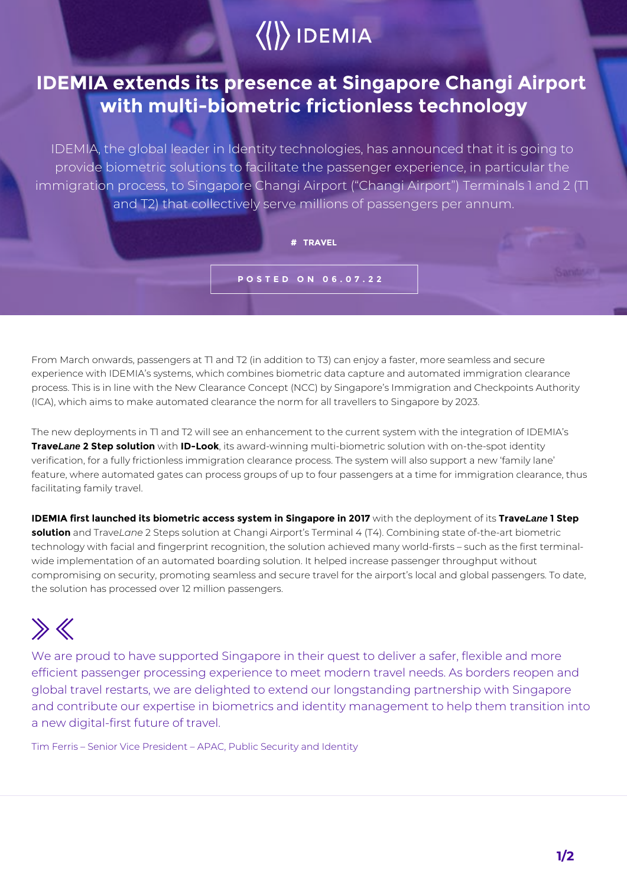IDEMIA

# IDEMIA extends its presence at Singapore Changi Airport with multi-biometric frictionless technology

IDEMIA, the global leader in Identity technologies, has announced that it is going to provide biometric solutions to facilitate the passenger experience, in particular the immigration process, to Singapore Changi Airport ("Changi Airport") Terminals 1 and 2 (T1 and T2) that collectively serve millions of passengers per annum.

# TRAVEL

POSTED ON 06.07.22

From March onwards, passengers at T1 and T2 (in addition to T3) can enjoy a faster, more seamless and secure experience with IDEMIA's systems, which combines biometric data capture and automated immigration clearance process. This is in line with the New Clearance Concept (NCC) by Singapore's Immigration and Checkpoints Authority (ICA), which aims to make automated clearance the norm for all travellers to Singapore by 2023.

The new deployments in T1 and T2 will see an enhancement to the current system with the integration of IDEMIA's **Trave*Lane* 2 Step solution** with **ID-Look**, its award-winning multi-biometric solution with on-the-spot identity verification, for a fully frictionless immigration clearance process. The system will also support a new 'family lane' feature, where automated gates can process groups of up to four passengers at a time for immigration clearance, thus facilitating family travel.

**IDEMIA first launched its biometric access system in Singapore in 2017** with the deployment of its **Trave*Lane* 1 Step solution** and Trave*Lane* 2 Steps solution at Changi Airport's Terminal 4 (T4). Combining state of-the-art biometric technology with facial and fingerprint recognition, the solution achieved many world-firsts – such as the first terminal-wide implementation of an automated boarding solution. It helped increase passenger throughput without compromising on security, promoting seamless and secure travel for the airport's local and global passengers. To date, the solution has processed over 12 million passengers.

> We are proud to have supported Singapore in their quest to deliver a safer, flexible and more efficient passenger processing experience to meet modern travel needs. As borders reopen and global travel restarts, we are delighted to extend our longstanding partnership with Singapore and contribute our expertise in biometrics and identity management to help them transition into a new digital-first future of travel.
>
> Tim Ferris – Senior Vice President – APAC, Public Security and Identity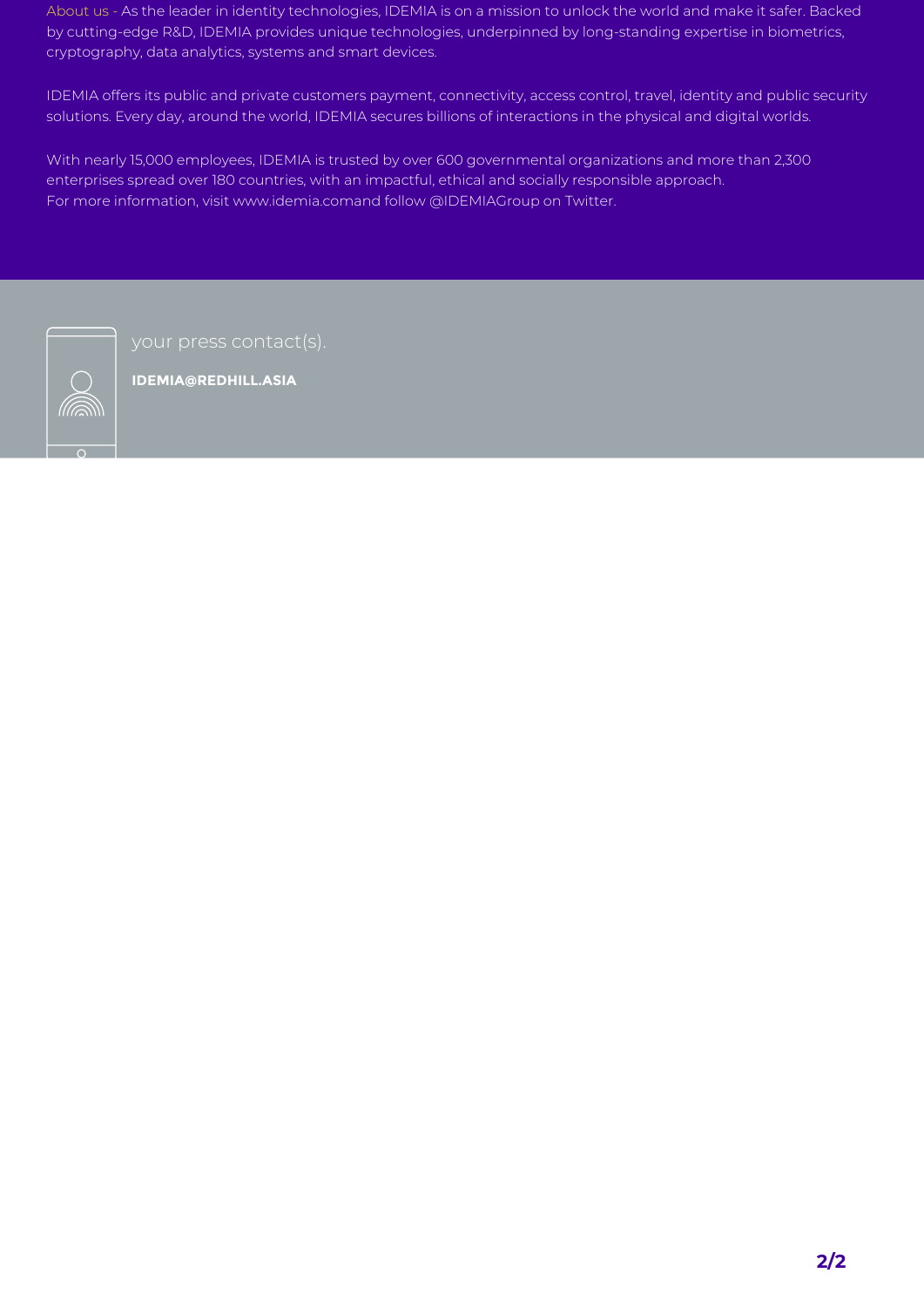About us - As the leader in identity technologies, IDEMIA is on a mission to unlock the world and make it safer. Backed by cutting-edge R&D, IDEMIA provides unique technologies, underpinned by long-standing expertise in biometrics, cryptography, data analytics, systems and smart devices.

IDEMIA offers its public and private customers payment, connectivity, access control, travel, identity and public security solutions. Every day, around the world, IDEMIA secures billions of interactions in the physical and digital worlds.

With nearly 15,000 employees, IDEMIA is trusted by over 600 governmental organizations and more than 2,300 enterprises spread over 180 countries, with an impactful, ethical and socially responsible approach.
For more information, visit www.idemia.comand follow @IDEMIAGroup on Twitter.

your press contact(s).

**IDEMIA@REDHILL.ASIA**